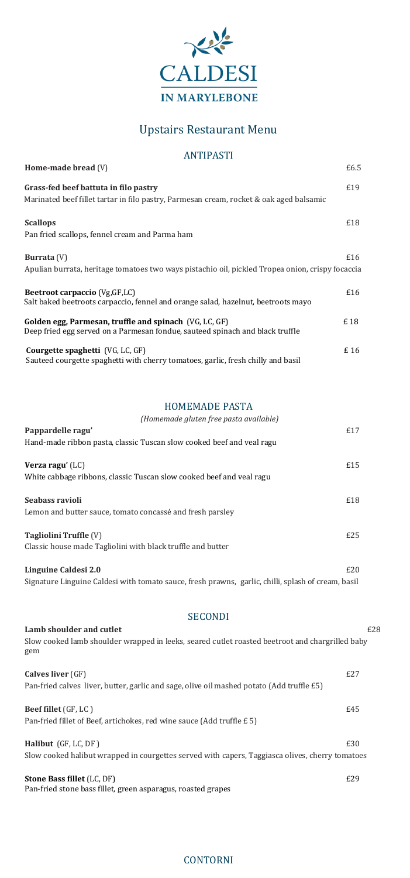# CALDESI
## IN MARYLEBONE

# Upstairs Restaurant Menu

## ANTIPASTI

**Home-made bread** (V) £6.5

**Grass-fed beef battuta in filo pastry** £19
Marinated beef fillet tartar in filo pastry, Parmesan cream, rocket & oak aged balsamic

**Scallops** £18
Pan fried scallops, fennel cream and Parma ham

**Burrata** (V) £16
Apulian burrata, heritage tomatoes two ways pistachio oil, pickled Tropea onion, crispy focaccia

**Beetroot carpaccio** (Vg,GF,LC) £16
Salt baked beetroots carpaccio, fennel and orange salad, hazelnut, beetroots mayo

**Golden egg, Parmesan, truffle and spinach** (VG, LC, GF) £ 18
Deep fried egg served on a Parmesan fondue, sauteed spinach and black truffle

**Courgette spaghetti** (VG, LC, GF) £ 16
Sauteed courgette spaghetti with cherry tomatoes, garlic, fresh chilly and basil

## HOMEMADE PASTA

*(Homemade gluten free pasta available)*

**Pappardelle ragu'** £17
Hand-made ribbon pasta, classic Tuscan slow cooked beef and veal ragu

**Verza ragu'** (LC) £15
White cabbage ribbons, classic Tuscan slow cooked beef and veal ragu

**Seabass ravioli** £18
Lemon and butter sauce, tomato concassé and fresh parsley

**Tagliolini Truffle** (V) £25
Classic house made Tagliolini with black truffle and butter

**Linguine Caldesi 2.0** £20
Signature Linguine Caldesi with tomato sauce, fresh prawns, garlic, chilli, splash of cream, basil

## SECONDI

**Lamb shoulder and cutlet** £28
Slow cooked lamb shoulder wrapped in leeks, seared cutlet roasted beetroot and chargrilled baby gem

**Calves liver** (GF) £27
Pan-fried calves liver, butter, garlic and sage, olive oil mashed potato (Add truffle £5)

**Beef fillet** (GF, LC ) £45
Pan-fried fillet of Beef, artichokes, red wine sauce (Add truffle £ 5)

**Halibut** (GF, LC, DF ) £30
Slow cooked halibut wrapped in courgettes served with capers, Taggiasca olives, cherry tomatoes

**Stone Bass fillet** (LC, DF) £29
Pan-fried stone bass fillet, green asparagus, roasted grapes

## CONTORNI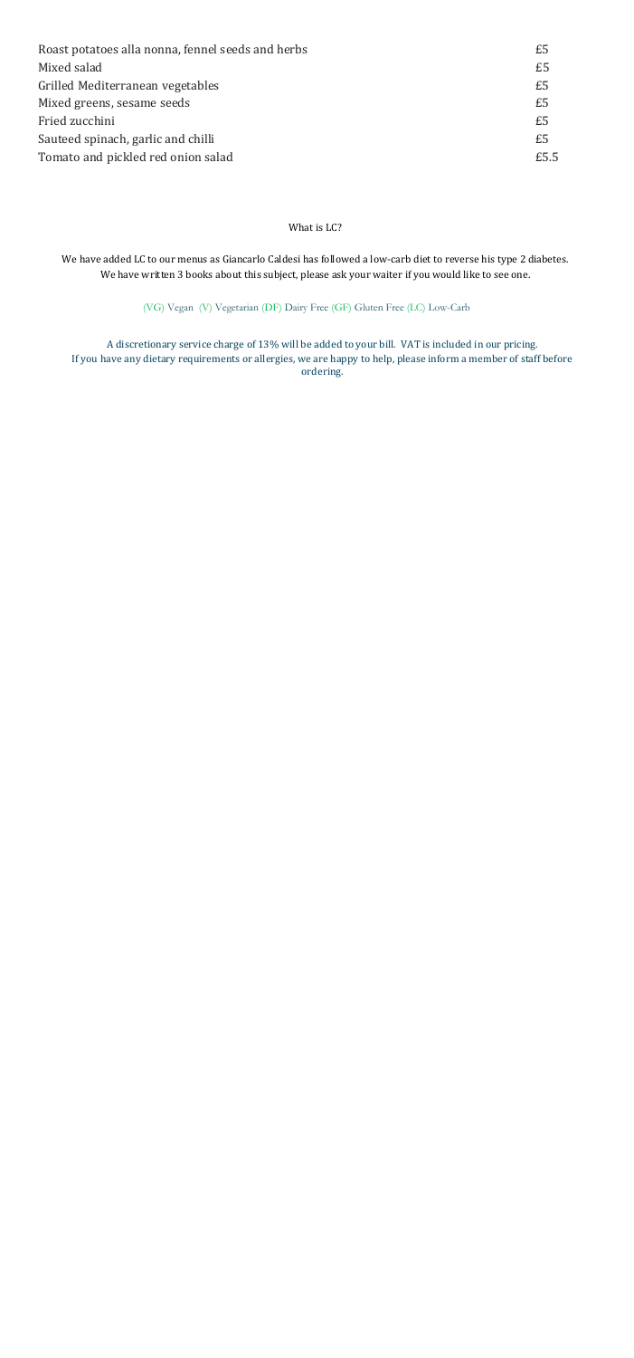| | |
|---|---|
| Roast potatoes alla nonna, fennel seeds and herbs | £5 |
| Mixed salad | £5 |
| Grilled Mediterranean vegetables | £5 |
| Mixed greens, sesame seeds | £5 |
| Fried zucchini | £5 |
| Sauteed spinach, garlic and chilli | £5 |
| Tomato and pickled red onion salad | £5.5 |

What is LC?

We have added LC to our menus as Giancarlo Caldesi has followed a low-carb diet to reverse his type 2 diabetes. We have written 3 books about this subject, please ask your waiter if you would like to see one.

(VG) Vegan (V) Vegetarian (DF) Dairy Free (GF) Gluten Free (LC) Low-Carb

A discretionary service charge of 13% will be added to your bill. VAT is included in our pricing.
If you have any dietary requirements or allergies, we are happy to help, please inform a member of staff before ordering.